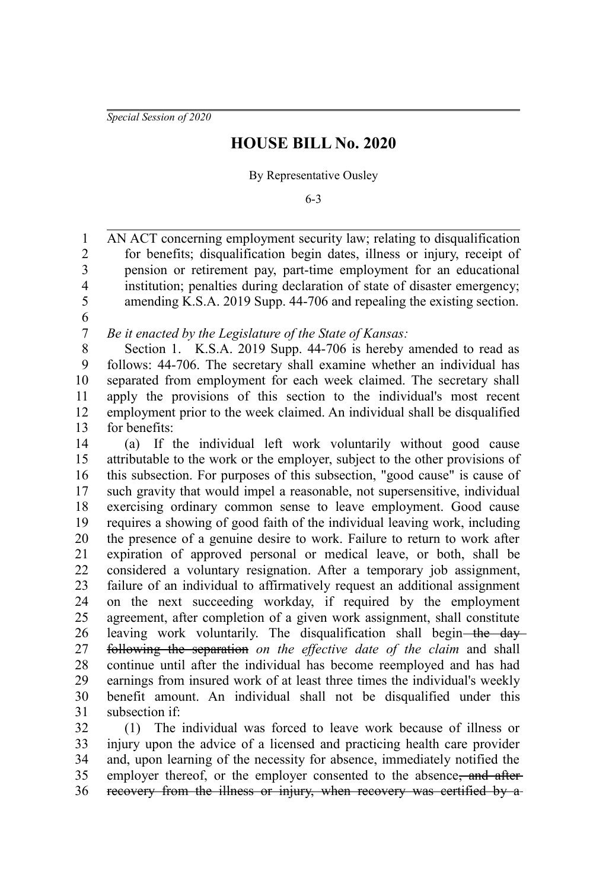*Special Session of 2020*

# HOUSE BILL No. 2020

By Representative Ousley

6-3

AN ACT concerning employment security law; relating to disqualification for benefits; disqualification begin dates, illness or injury, receipt of pension or retirement pay, part-time employment for an educational institution; penalties during declaration of state of disaster emergency; amending K.S.A. 2019 Supp. 44-706 and repealing the existing section.

*Be it enacted by the Legislature of the State of Kansas:*

Section 1. K.S.A. 2019 Supp. 44-706 is hereby amended to read as follows: 44-706. The secretary shall examine whether an individual has separated from employment for each week claimed. The secretary shall apply the provisions of this section to the individual's most recent employment prior to the week claimed. An individual shall be disqualified for benefits:

(a) If the individual left work voluntarily without good cause attributable to the work or the employer, subject to the other provisions of this subsection. For purposes of this subsection, "good cause" is cause of such gravity that would impel a reasonable, not supersensitive, individual exercising ordinary common sense to leave employment. Good cause requires a showing of good faith of the individual leaving work, including the presence of a genuine desire to work. Failure to return to work after expiration of approved personal or medical leave, or both, shall be considered a voluntary resignation. After a temporary job assignment, failure of an individual to affirmatively request an additional assignment on the next succeeding workday, if required by the employment agreement, after completion of a given work assignment, shall constitute leaving work voluntarily. The disqualification shall begin ~~the day following the separation~~ *on the effective date of the claim* and shall continue until after the individual has become reemployed and has had earnings from insured work of at least three times the individual's weekly benefit amount. An individual shall not be disqualified under this subsection if:

(1) The individual was forced to leave work because of illness or injury upon the advice of a licensed and practicing health care provider and, upon learning of the necessity for absence, immediately notified the employer thereof, or the employer consented to the absence~~, and after recovery from the illness or injury, when recovery was certified by a~~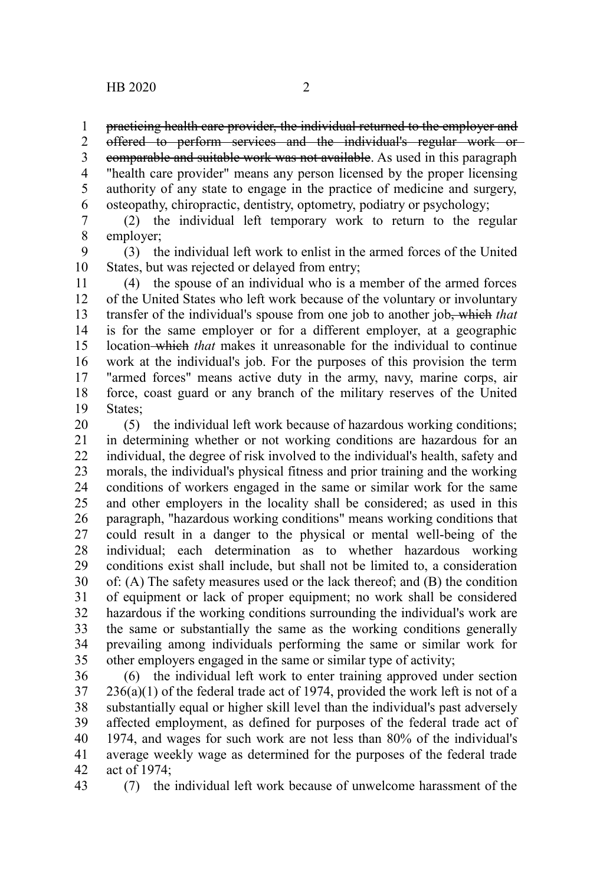~~practicing health care provider, the individual returned to the employer and offered to perform services and the individual's regular work or comparable and suitable work was not available~~. As used in this paragraph "health care provider" means any person licensed by the proper licensing authority of any state to engage in the practice of medicine and surgery, osteopathy, chiropractic, dentistry, optometry, podiatry or psychology;

(2) the individual left temporary work to return to the regular employer;

(3) the individual left work to enlist in the armed forces of the United States, but was rejected or delayed from entry;

(4) the spouse of an individual who is a member of the armed forces of the United States who left work because of the voluntary or involuntary transfer of the individual's spouse from one job to another job~~, which~~ *that* is for the same employer or for a different employer, at a geographic location ~~which~~ *that* makes it unreasonable for the individual to continue work at the individual's job. For the purposes of this provision the term "armed forces" means active duty in the army, navy, marine corps, air force, coast guard or any branch of the military reserves of the United States;

(5) the individual left work because of hazardous working conditions; in determining whether or not working conditions are hazardous for an individual, the degree of risk involved to the individual's health, safety and morals, the individual's physical fitness and prior training and the working conditions of workers engaged in the same or similar work for the same and other employers in the locality shall be considered; as used in this paragraph, "hazardous working conditions" means working conditions that could result in a danger to the physical or mental well-being of the individual; each determination as to whether hazardous working conditions exist shall include, but shall not be limited to, a consideration of: (A) The safety measures used or the lack thereof; and (B) the condition of equipment or lack of proper equipment; no work shall be considered hazardous if the working conditions surrounding the individual's work are the same or substantially the same as the working conditions generally prevailing among individuals performing the same or similar work for other employers engaged in the same or similar type of activity;

(6) the individual left work to enter training approved under section 236(a)(1) of the federal trade act of 1974, provided the work left is not of a substantially equal or higher skill level than the individual's past adversely affected employment, as defined for purposes of the federal trade act of 1974, and wages for such work are not less than 80% of the individual's average weekly wage as determined for the purposes of the federal trade act of 1974;

(7) the individual left work because of unwelcome harassment of the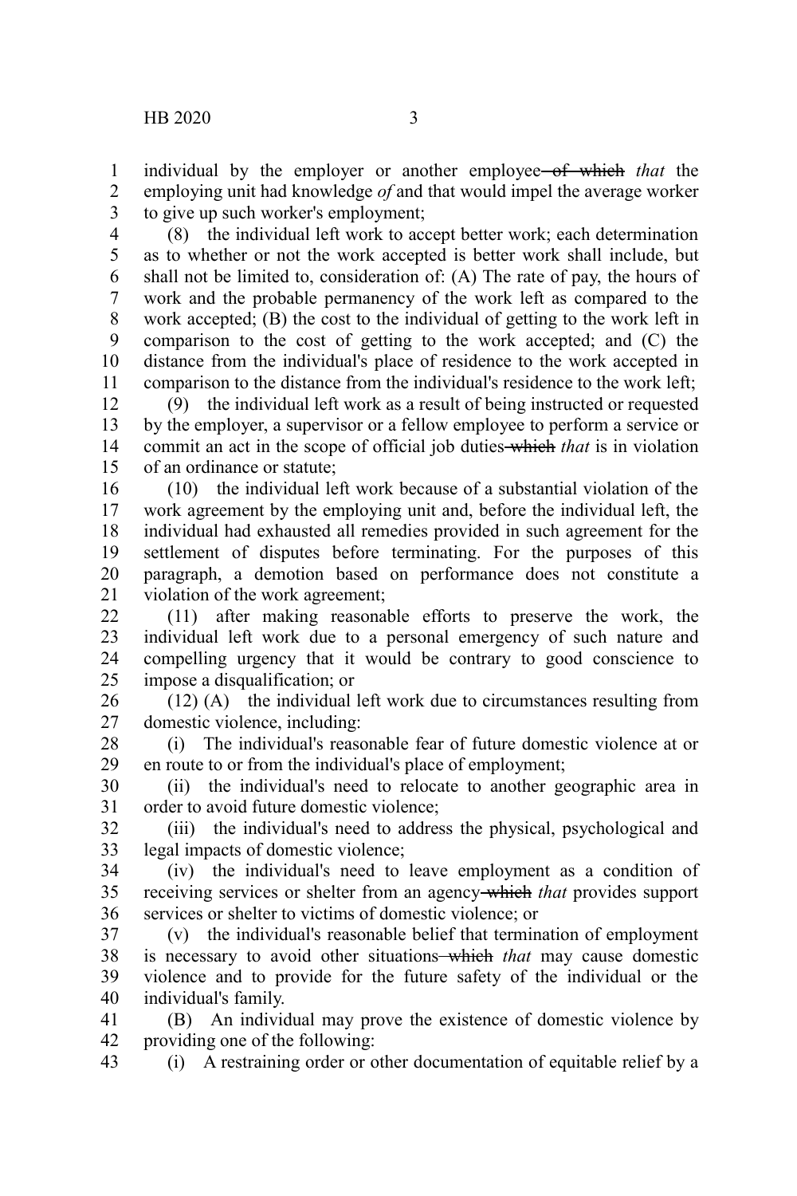individual by the employer or another employee ~~of which~~ *that* the employing unit had knowledge *of* and that would impel the average worker to give up such worker's employment;

(8) the individual left work to accept better work; each determination as to whether or not the work accepted is better work shall include, but shall not be limited to, consideration of: (A) The rate of pay, the hours of work and the probable permanency of the work left as compared to the work accepted; (B) the cost to the individual of getting to the work left in comparison to the cost of getting to the work accepted; and (C) the distance from the individual's place of residence to the work accepted in comparison to the distance from the individual's residence to the work left;

(9) the individual left work as a result of being instructed or requested by the employer, a supervisor or a fellow employee to perform a service or commit an act in the scope of official job duties ~~which~~ *that* is in violation of an ordinance or statute;

(10) the individual left work because of a substantial violation of the work agreement by the employing unit and, before the individual left, the individual had exhausted all remedies provided in such agreement for the settlement of disputes before terminating. For the purposes of this paragraph, a demotion based on performance does not constitute a violation of the work agreement;

(11) after making reasonable efforts to preserve the work, the individual left work due to a personal emergency of such nature and compelling urgency that it would be contrary to good conscience to impose a disqualification; or

(12) (A) the individual left work due to circumstances resulting from domestic violence, including:

(i) The individual's reasonable fear of future domestic violence at or en route to or from the individual's place of employment;

(ii) the individual's need to relocate to another geographic area in order to avoid future domestic violence;

(iii) the individual's need to address the physical, psychological and legal impacts of domestic violence;

(iv) the individual's need to leave employment as a condition of receiving services or shelter from an agency ~~which~~ *that* provides support services or shelter to victims of domestic violence; or

(v) the individual's reasonable belief that termination of employment is necessary to avoid other situations ~~which~~ *that* may cause domestic violence and to provide for the future safety of the individual or the individual's family.

(B) An individual may prove the existence of domestic violence by providing one of the following:

(i) A restraining order or other documentation of equitable relief by a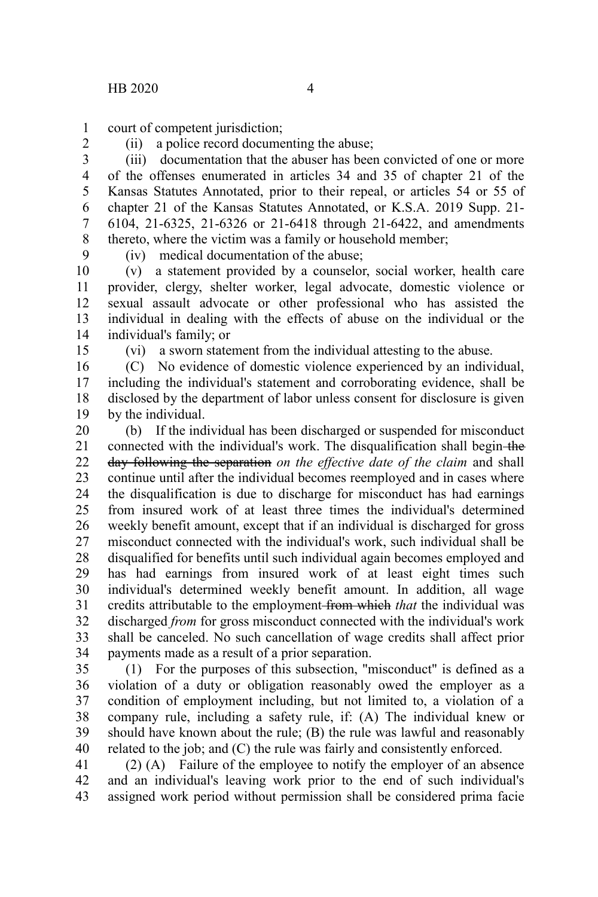court of competent jurisdiction;

(ii) a police record documenting the abuse;

(iii) documentation that the abuser has been convicted of one or more of the offenses enumerated in articles 34 and 35 of chapter 21 of the Kansas Statutes Annotated, prior to their repeal, or articles 54 or 55 of chapter 21 of the Kansas Statutes Annotated, or K.S.A. 2019 Supp. 21-6104, 21-6325, 21-6326 or 21-6418 through 21-6422, and amendments thereto, where the victim was a family or household member;

(iv) medical documentation of the abuse;

(v) a statement provided by a counselor, social worker, health care provider, clergy, shelter worker, legal advocate, domestic violence or sexual assault advocate or other professional who has assisted the individual in dealing with the effects of abuse on the individual or the individual's family; or

(vi) a sworn statement from the individual attesting to the abuse.

(C) No evidence of domestic violence experienced by an individual, including the individual's statement and corroborating evidence, shall be disclosed by the department of labor unless consent for disclosure is given by the individual.

(b) If the individual has been discharged or suspended for misconduct connected with the individual's work. The disqualification shall begin ~~the day following the separation~~ *on the effective date of the claim* and shall continue until after the individual becomes reemployed and in cases where the disqualification is due to discharge for misconduct has had earnings from insured work of at least three times the individual's determined weekly benefit amount, except that if an individual is discharged for gross misconduct connected with the individual's work, such individual shall be disqualified for benefits until such individual again becomes employed and has had earnings from insured work of at least eight times such individual's determined weekly benefit amount. In addition, all wage credits attributable to the employment ~~from which~~ *that* the individual was discharged *from* for gross misconduct connected with the individual's work shall be canceled. No such cancellation of wage credits shall affect prior payments made as a result of a prior separation.

(1) For the purposes of this subsection, "misconduct" is defined as a violation of a duty or obligation reasonably owed the employer as a condition of employment including, but not limited to, a violation of a company rule, including a safety rule, if: (A) The individual knew or should have known about the rule; (B) the rule was lawful and reasonably related to the job; and (C) the rule was fairly and consistently enforced.

(2) (A) Failure of the employee to notify the employer of an absence and an individual's leaving work prior to the end of such individual's assigned work period without permission shall be considered prima facie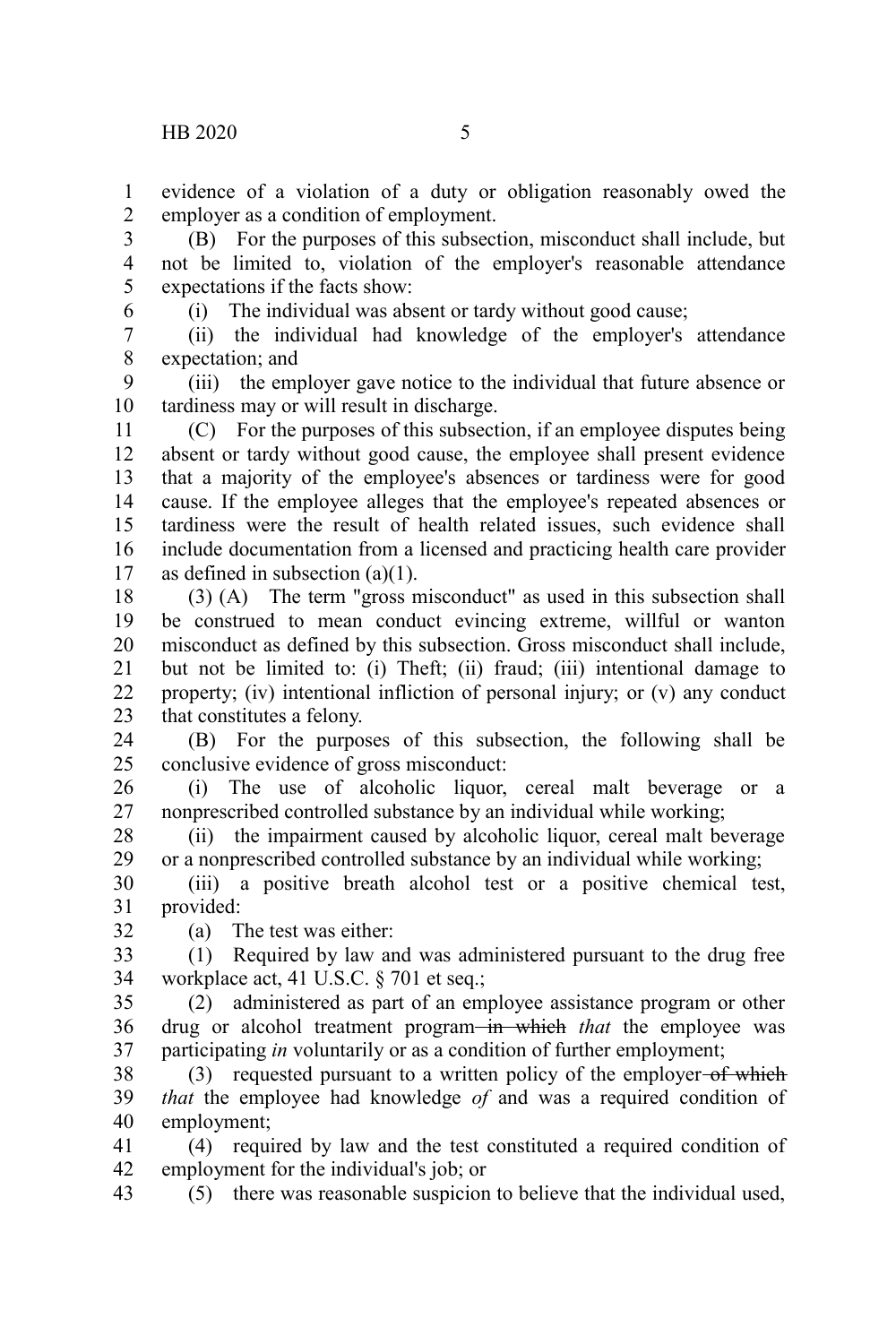evidence of a violation of a duty or obligation reasonably owed the employer as a condition of employment.

(B) For the purposes of this subsection, misconduct shall include, but not be limited to, violation of the employer's reasonable attendance expectations if the facts show:

(i) The individual was absent or tardy without good cause;

(ii) the individual had knowledge of the employer's attendance expectation; and

(iii) the employer gave notice to the individual that future absence or tardiness may or will result in discharge.

(C) For the purposes of this subsection, if an employee disputes being absent or tardy without good cause, the employee shall present evidence that a majority of the employee's absences or tardiness were for good cause. If the employee alleges that the employee's repeated absences or tardiness were the result of health related issues, such evidence shall include documentation from a licensed and practicing health care provider as defined in subsection (a)(1).

(3) (A) The term "gross misconduct" as used in this subsection shall be construed to mean conduct evincing extreme, willful or wanton misconduct as defined by this subsection. Gross misconduct shall include, but not be limited to: (i) Theft; (ii) fraud; (iii) intentional damage to property; (iv) intentional infliction of personal injury; or (v) any conduct that constitutes a felony.

(B) For the purposes of this subsection, the following shall be conclusive evidence of gross misconduct:

(i) The use of alcoholic liquor, cereal malt beverage or a nonprescribed controlled substance by an individual while working;

(ii) the impairment caused by alcoholic liquor, cereal malt beverage or a nonprescribed controlled substance by an individual while working;

(iii) a positive breath alcohol test or a positive chemical test, provided:

(a) The test was either:

(1) Required by law and was administered pursuant to the drug free workplace act, 41 U.S.C. § 701 et seq.;

(2) administered as part of an employee assistance program or other drug or alcohol treatment program ~~in which~~ *that* the employee was participating *in* voluntarily or as a condition of further employment;

(3) requested pursuant to a written policy of the employer ~~of which~~ *that* the employee had knowledge *of* and was a required condition of employment;

(4) required by law and the test constituted a required condition of employment for the individual's job; or

(5) there was reasonable suspicion to believe that the individual used,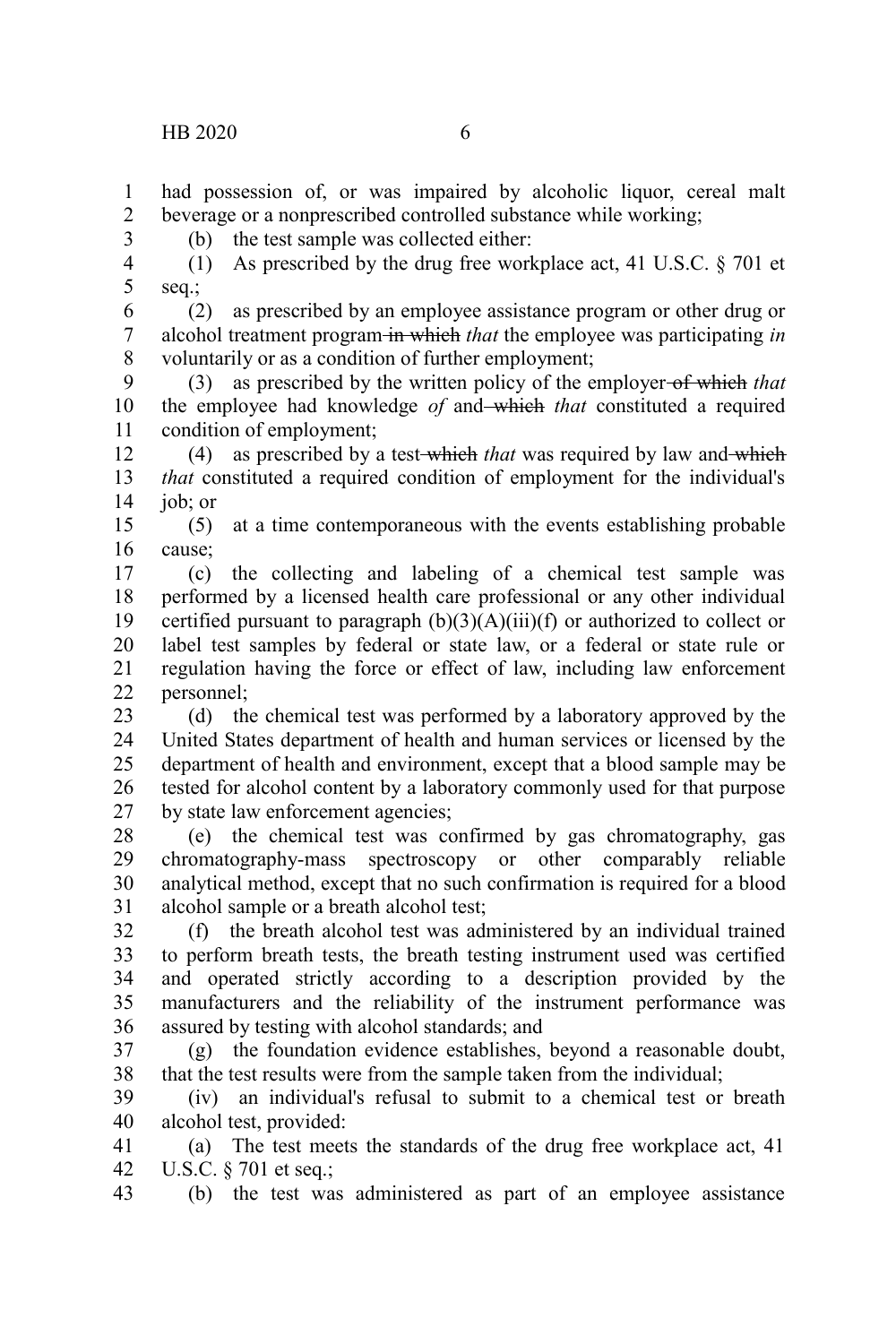had possession of, or was impaired by alcoholic liquor, cereal malt beverage or a nonprescribed controlled substance while working;

(b) the test sample was collected either:

(1) As prescribed by the drug free workplace act, 41 U.S.C. § 701 et seq.;

(2) as prescribed by an employee assistance program or other drug or alcohol treatment program ~~in which~~ *that* the employee was participating *in* voluntarily or as a condition of further employment;

(3) as prescribed by the written policy of the employer ~~of which~~ *that* the employee had knowledge *of* and ~~which~~ *that* constituted a required condition of employment;

(4) as prescribed by a test ~~which~~ *that* was required by law and ~~which~~ *that* constituted a required condition of employment for the individual's job; or

(5) at a time contemporaneous with the events establishing probable cause;

(c) the collecting and labeling of a chemical test sample was performed by a licensed health care professional or any other individual certified pursuant to paragraph (b)(3)(A)(iii)(f) or authorized to collect or label test samples by federal or state law, or a federal or state rule or regulation having the force or effect of law, including law enforcement personnel;

(d) the chemical test was performed by a laboratory approved by the United States department of health and human services or licensed by the department of health and environment, except that a blood sample may be tested for alcohol content by a laboratory commonly used for that purpose by state law enforcement agencies;

(e) the chemical test was confirmed by gas chromatography, gas chromatography-mass spectroscopy or other comparably reliable analytical method, except that no such confirmation is required for a blood alcohol sample or a breath alcohol test;

(f) the breath alcohol test was administered by an individual trained to perform breath tests, the breath testing instrument used was certified and operated strictly according to a description provided by the manufacturers and the reliability of the instrument performance was assured by testing with alcohol standards; and

(g) the foundation evidence establishes, beyond a reasonable doubt, that the test results were from the sample taken from the individual;

(iv) an individual's refusal to submit to a chemical test or breath alcohol test, provided:

(a) The test meets the standards of the drug free workplace act, 41 U.S.C. § 701 et seq.;

(b) the test was administered as part of an employee assistance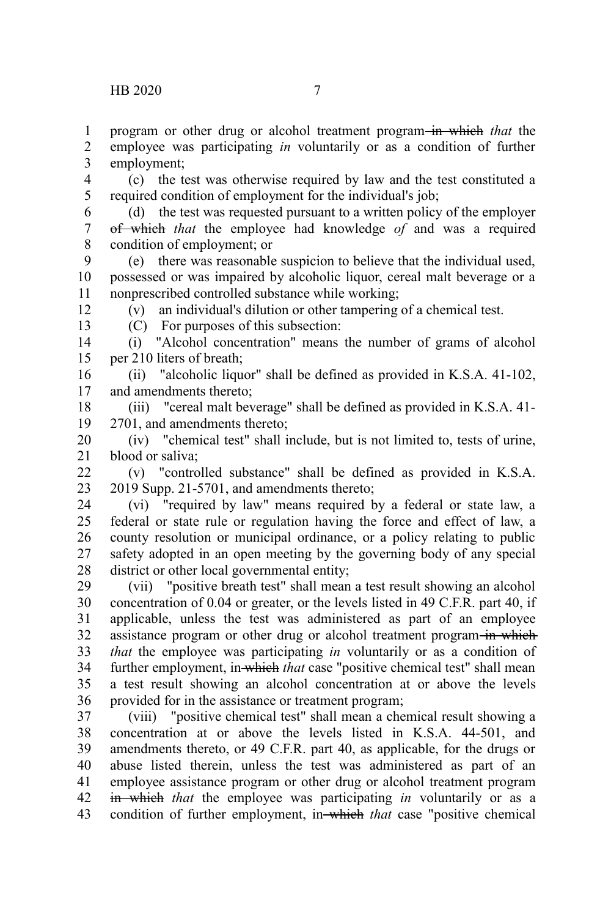program or other drug or alcohol treatment program ~~in which~~ *that* the employee was participating *in* voluntarily or as a condition of further employment;

(c) the test was otherwise required by law and the test constituted a required condition of employment for the individual's job;

(d) the test was requested pursuant to a written policy of the employer ~~of which~~ *that* the employee had knowledge *of* and was a required condition of employment; or

(e) there was reasonable suspicion to believe that the individual used, possessed or was impaired by alcoholic liquor, cereal malt beverage or a nonprescribed controlled substance while working;

(v) an individual's dilution or other tampering of a chemical test.

(C) For purposes of this subsection:

(i) "Alcohol concentration" means the number of grams of alcohol per 210 liters of breath;

(ii) "alcoholic liquor" shall be defined as provided in K.S.A. 41-102, and amendments thereto;

(iii) "cereal malt beverage" shall be defined as provided in K.S.A. 41-2701, and amendments thereto;

(iv) "chemical test" shall include, but is not limited to, tests of urine, blood or saliva;

(v) "controlled substance" shall be defined as provided in K.S.A. 2019 Supp. 21-5701, and amendments thereto;

(vi) "required by law" means required by a federal or state law, a federal or state rule or regulation having the force and effect of law, a county resolution or municipal ordinance, or a policy relating to public safety adopted in an open meeting by the governing body of any special district or other local governmental entity;

(vii) "positive breath test" shall mean a test result showing an alcohol concentration of 0.04 or greater, or the levels listed in 49 C.F.R. part 40, if applicable, unless the test was administered as part of an employee assistance program or other drug or alcohol treatment program ~~in which~~ *that* the employee was participating *in* voluntarily or as a condition of further employment, in ~~which~~ *that* case "positive chemical test" shall mean a test result showing an alcohol concentration at or above the levels provided for in the assistance or treatment program;

(viii) "positive chemical test" shall mean a chemical result showing a concentration at or above the levels listed in K.S.A. 44-501, and amendments thereto, or 49 C.F.R. part 40, as applicable, for the drugs or abuse listed therein, unless the test was administered as part of an employee assistance program or other drug or alcohol treatment program ~~in which~~ *that* the employee was participating *in* voluntarily or as a condition of further employment, in ~~which~~ *that* case "positive chemical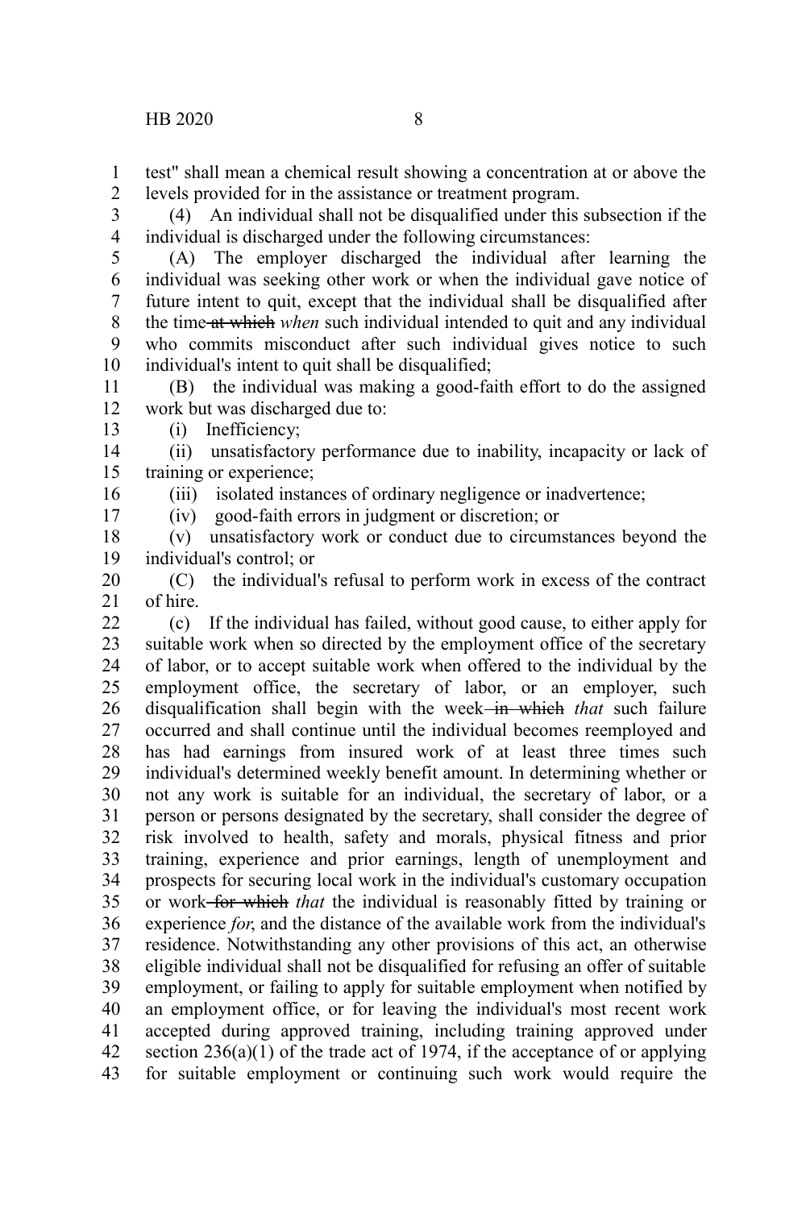test" shall mean a chemical result showing a concentration at or above the levels provided for in the assistance or treatment program.

(4) An individual shall not be disqualified under this subsection if the individual is discharged under the following circumstances:

(A) The employer discharged the individual after learning the individual was seeking other work or when the individual gave notice of future intent to quit, except that the individual shall be disqualified after the time ~~at which~~ *when* such individual intended to quit and any individual who commits misconduct after such individual gives notice to such individual's intent to quit shall be disqualified;

(B) the individual was making a good-faith effort to do the assigned work but was discharged due to:

(i) Inefficiency;

(ii) unsatisfactory performance due to inability, incapacity or lack of training or experience;

(iii) isolated instances of ordinary negligence or inadvertence;

(iv) good-faith errors in judgment or discretion; or

(v) unsatisfactory work or conduct due to circumstances beyond the individual's control; or

(C) the individual's refusal to perform work in excess of the contract of hire.

(c) If the individual has failed, without good cause, to either apply for suitable work when so directed by the employment office of the secretary of labor, or to accept suitable work when offered to the individual by the employment office, the secretary of labor, or an employer, such disqualification shall begin with the week ~~in which~~ *that* such failure occurred and shall continue until the individual becomes reemployed and has had earnings from insured work of at least three times such individual's determined weekly benefit amount. In determining whether or not any work is suitable for an individual, the secretary of labor, or a person or persons designated by the secretary, shall consider the degree of risk involved to health, safety and morals, physical fitness and prior training, experience and prior earnings, length of unemployment and prospects for securing local work in the individual's customary occupation or work ~~for which~~ *that* the individual is reasonably fitted by training or experience *for*, and the distance of the available work from the individual's residence. Notwithstanding any other provisions of this act, an otherwise eligible individual shall not be disqualified for refusing an offer of suitable employment, or failing to apply for suitable employment when notified by an employment office, or for leaving the individual's most recent work accepted during approved training, including training approved under section 236(a)(1) of the trade act of 1974, if the acceptance of or applying for suitable employment or continuing such work would require the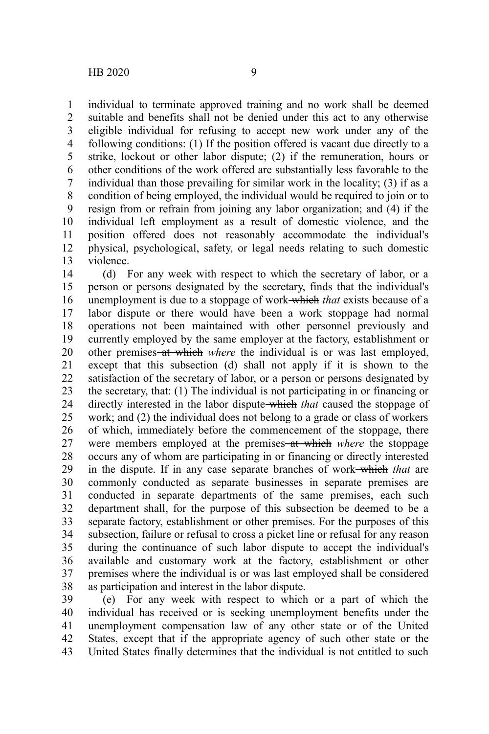individual to terminate approved training and no work shall be deemed suitable and benefits shall not be denied under this act to any otherwise eligible individual for refusing to accept new work under any of the following conditions: (1) If the position offered is vacant due directly to a strike, lockout or other labor dispute; (2) if the remuneration, hours or other conditions of the work offered are substantially less favorable to the individual than those prevailing for similar work in the locality; (3) if as a condition of being employed, the individual would be required to join or to resign from or refrain from joining any labor organization; and (4) if the individual left employment as a result of domestic violence, and the position offered does not reasonably accommodate the individual's physical, psychological, safety, or legal needs relating to such domestic violence.

(d) For any week with respect to which the secretary of labor, or a person or persons designated by the secretary, finds that the individual's unemployment is due to a stoppage of work ~~which~~ *that* exists because of a labor dispute or there would have been a work stoppage had normal operations not been maintained with other personnel previously and currently employed by the same employer at the factory, establishment or other premises ~~at which~~ *where* the individual is or was last employed, except that this subsection (d) shall not apply if it is shown to the satisfaction of the secretary of labor, or a person or persons designated by the secretary, that: (1) The individual is not participating in or financing or directly interested in the labor dispute ~~which~~ *that* caused the stoppage of work; and (2) the individual does not belong to a grade or class of workers of which, immediately before the commencement of the stoppage, there were members employed at the premises ~~at which~~ *where* the stoppage occurs any of whom are participating in or financing or directly interested in the dispute. If in any case separate branches of work ~~which~~ *that* are commonly conducted as separate businesses in separate premises are conducted in separate departments of the same premises, each such department shall, for the purpose of this subsection be deemed to be a separate factory, establishment or other premises. For the purposes of this subsection, failure or refusal to cross a picket line or refusal for any reason during the continuance of such labor dispute to accept the individual's available and customary work at the factory, establishment or other premises where the individual is or was last employed shall be considered as participation and interest in the labor dispute.

(e) For any week with respect to which or a part of which the individual has received or is seeking unemployment benefits under the unemployment compensation law of any other state or of the United States, except that if the appropriate agency of such other state or the United States finally determines that the individual is not entitled to such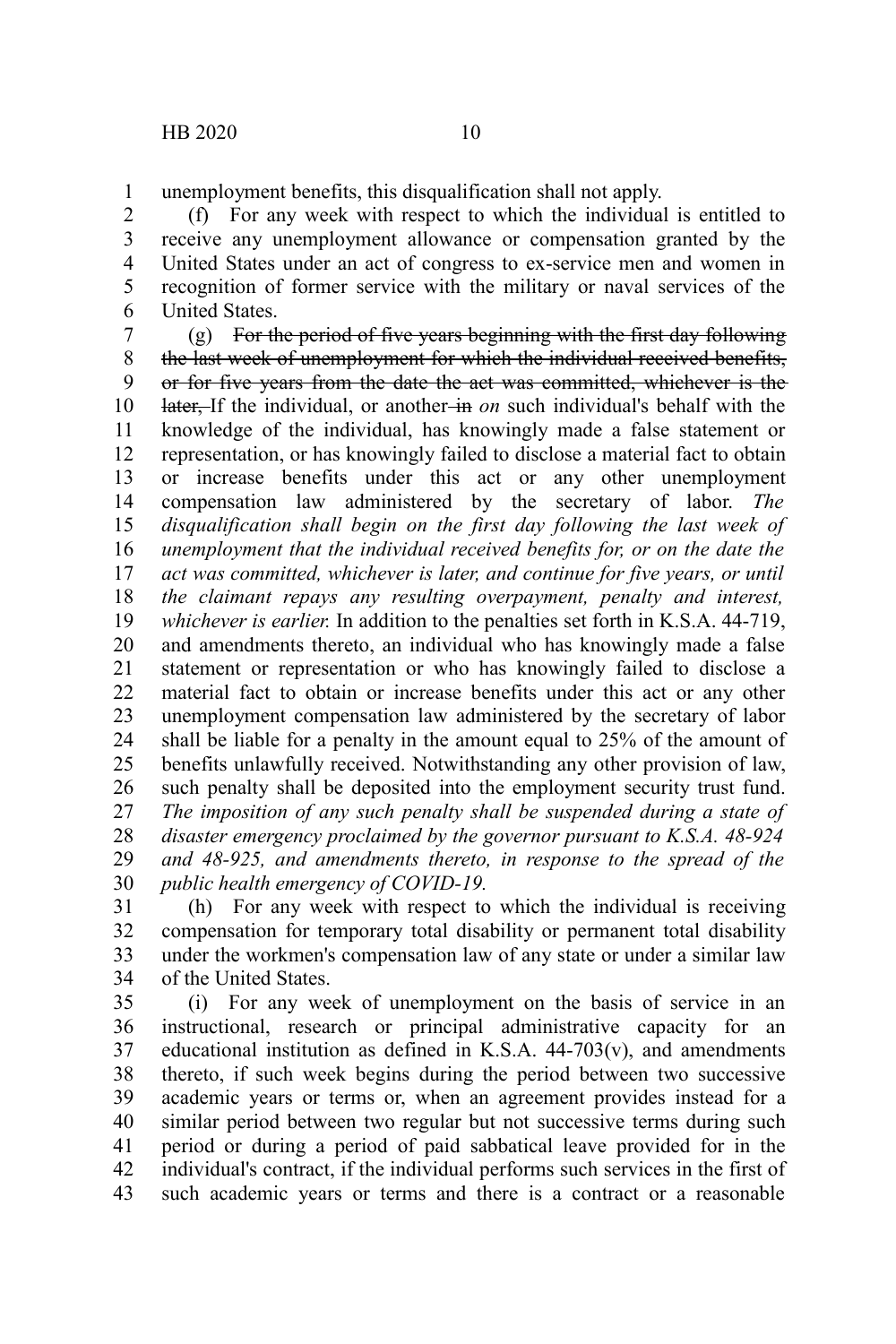unemployment benefits, this disqualification shall not apply.

(f) For any week with respect to which the individual is entitled to receive any unemployment allowance or compensation granted by the United States under an act of congress to ex-service men and women in recognition of former service with the military or naval services of the United States.

(g) ~~For the period of five years beginning with the first day following the last week of unemployment for which the individual received benefits, or for five years from the date the act was committed, whichever is the later,~~ If the individual, or another ~~in~~ *on* such individual's behalf with the knowledge of the individual, has knowingly made a false statement or representation, or has knowingly failed to disclose a material fact to obtain or increase benefits under this act or any other unemployment compensation law administered by the secretary of labor. *The disqualification shall begin on the first day following the last week of unemployment that the individual received benefits for, or on the date the act was committed, whichever is later, and continue for five years, or until the claimant repays any resulting overpayment, penalty and interest, whichever is earlier.* In addition to the penalties set forth in K.S.A. 44-719, and amendments thereto, an individual who has knowingly made a false statement or representation or who has knowingly failed to disclose a material fact to obtain or increase benefits under this act or any other unemployment compensation law administered by the secretary of labor shall be liable for a penalty in the amount equal to 25% of the amount of benefits unlawfully received. Notwithstanding any other provision of law, such penalty shall be deposited into the employment security trust fund. *The imposition of any such penalty shall be suspended during a state of disaster emergency proclaimed by the governor pursuant to K.S.A. 48-924 and 48-925, and amendments thereto, in response to the spread of the public health emergency of COVID-19.*

(h) For any week with respect to which the individual is receiving compensation for temporary total disability or permanent total disability under the workmen's compensation law of any state or under a similar law of the United States.

(i) For any week of unemployment on the basis of service in an instructional, research or principal administrative capacity for an educational institution as defined in K.S.A. 44-703(v), and amendments thereto, if such week begins during the period between two successive academic years or terms or, when an agreement provides instead for a similar period between two regular but not successive terms during such period or during a period of paid sabbatical leave provided for in the individual's contract, if the individual performs such services in the first of such academic years or terms and there is a contract or a reasonable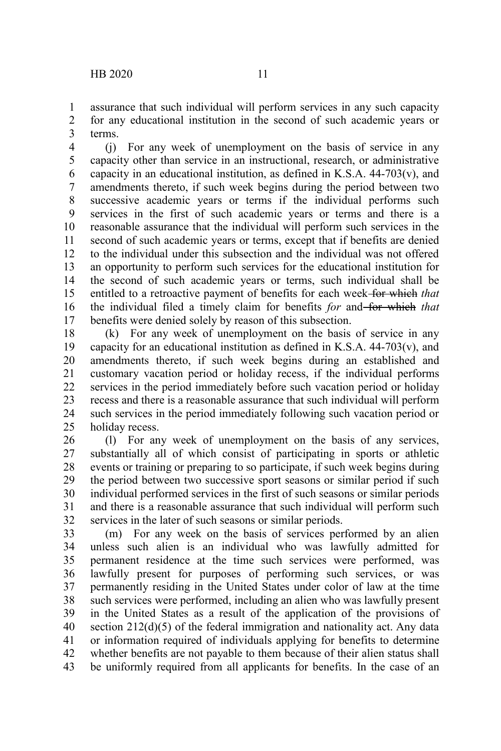assurance that such individual will perform services in any such capacity for any educational institution in the second of such academic years or terms.

(j) For any week of unemployment on the basis of service in any capacity other than service in an instructional, research, or administrative capacity in an educational institution, as defined in K.S.A. 44-703(v), and amendments thereto, if such week begins during the period between two successive academic years or terms if the individual performs such services in the first of such academic years or terms and there is a reasonable assurance that the individual will perform such services in the second of such academic years or terms, except that if benefits are denied to the individual under this subsection and the individual was not offered an opportunity to perform such services for the educational institution for the second of such academic years or terms, such individual shall be entitled to a retroactive payment of benefits for each week ~~for which~~ *that* the individual filed a timely claim for benefits *for* and ~~for which~~ *that* benefits were denied solely by reason of this subsection.

(k) For any week of unemployment on the basis of service in any capacity for an educational institution as defined in K.S.A. 44-703(v), and amendments thereto, if such week begins during an established and customary vacation period or holiday recess, if the individual performs services in the period immediately before such vacation period or holiday recess and there is a reasonable assurance that such individual will perform such services in the period immediately following such vacation period or holiday recess.

(l) For any week of unemployment on the basis of any services, substantially all of which consist of participating in sports or athletic events or training or preparing to so participate, if such week begins during the period between two successive sport seasons or similar period if such individual performed services in the first of such seasons or similar periods and there is a reasonable assurance that such individual will perform such services in the later of such seasons or similar periods.

(m) For any week on the basis of services performed by an alien unless such alien is an individual who was lawfully admitted for permanent residence at the time such services were performed, was lawfully present for purposes of performing such services, or was permanently residing in the United States under color of law at the time such services were performed, including an alien who was lawfully present in the United States as a result of the application of the provisions of section 212(d)(5) of the federal immigration and nationality act. Any data or information required of individuals applying for benefits to determine whether benefits are not payable to them because of their alien status shall be uniformly required from all applicants for benefits. In the case of an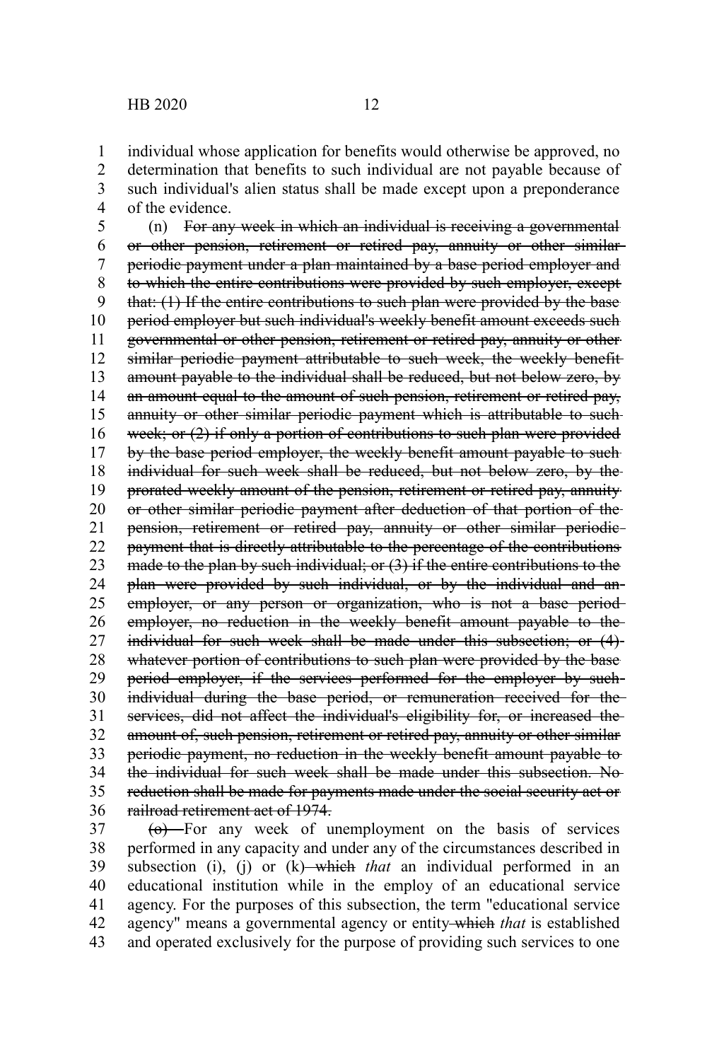individual whose application for benefits would otherwise be approved, no determination that benefits to such individual are not payable because of such individual's alien status shall be made except upon a preponderance of the evidence.

(n) ~~For any week in which an individual is receiving a governmental or other pension, retirement or retired pay, annuity or other similar periodic payment under a plan maintained by a base period employer and to which the entire contributions were provided by such employer, except that: (1) If the entire contributions to such plan were provided by the base period employer but such individual's weekly benefit amount exceeds such governmental or other pension, retirement or retired pay, annuity or other similar periodic payment attributable to such week, the weekly benefit amount payable to the individual shall be reduced, but not below zero, by an amount equal to the amount of such pension, retirement or retired pay, annuity or other similar periodic payment which is attributable to such week; or (2) if only a portion of contributions to such plan were provided by the base period employer, the weekly benefit amount payable to such individual for such week shall be reduced, but not below zero, by the prorated weekly amount of the pension, retirement or retired pay, annuity or other similar periodic payment after deduction of that portion of the pension, retirement or retired pay, annuity or other similar periodic payment that is directly attributable to the percentage of the contributions made to the plan by such individual; or (3) if the entire contributions to the plan were provided by such individual, or by the individual and an employer, or any person or organization, who is not a base period employer, no reduction in the weekly benefit amount payable to the individual for such week shall be made under this subsection; or (4) whatever portion of contributions to such plan were provided by the base period employer, if the services performed for the employer by such individual during the base period, or remuneration received for the services, did not affect the individual's eligibility for, or increased the amount of, such pension, retirement or retired pay, annuity or other similar periodic payment, no reduction in the weekly benefit amount payable to the individual for such week shall be made under this subsection. No reduction shall be made for payments made under the social security act or railroad retirement act of 1974.~~

~~(o)~~ For any week of unemployment on the basis of services performed in any capacity and under any of the circumstances described in subsection (i), (j) or (k) ~~which~~ *that* an individual performed in an educational institution while in the employ of an educational service agency. For the purposes of this subsection, the term "educational service agency" means a governmental agency or entity ~~which~~ *that* is established and operated exclusively for the purpose of providing such services to one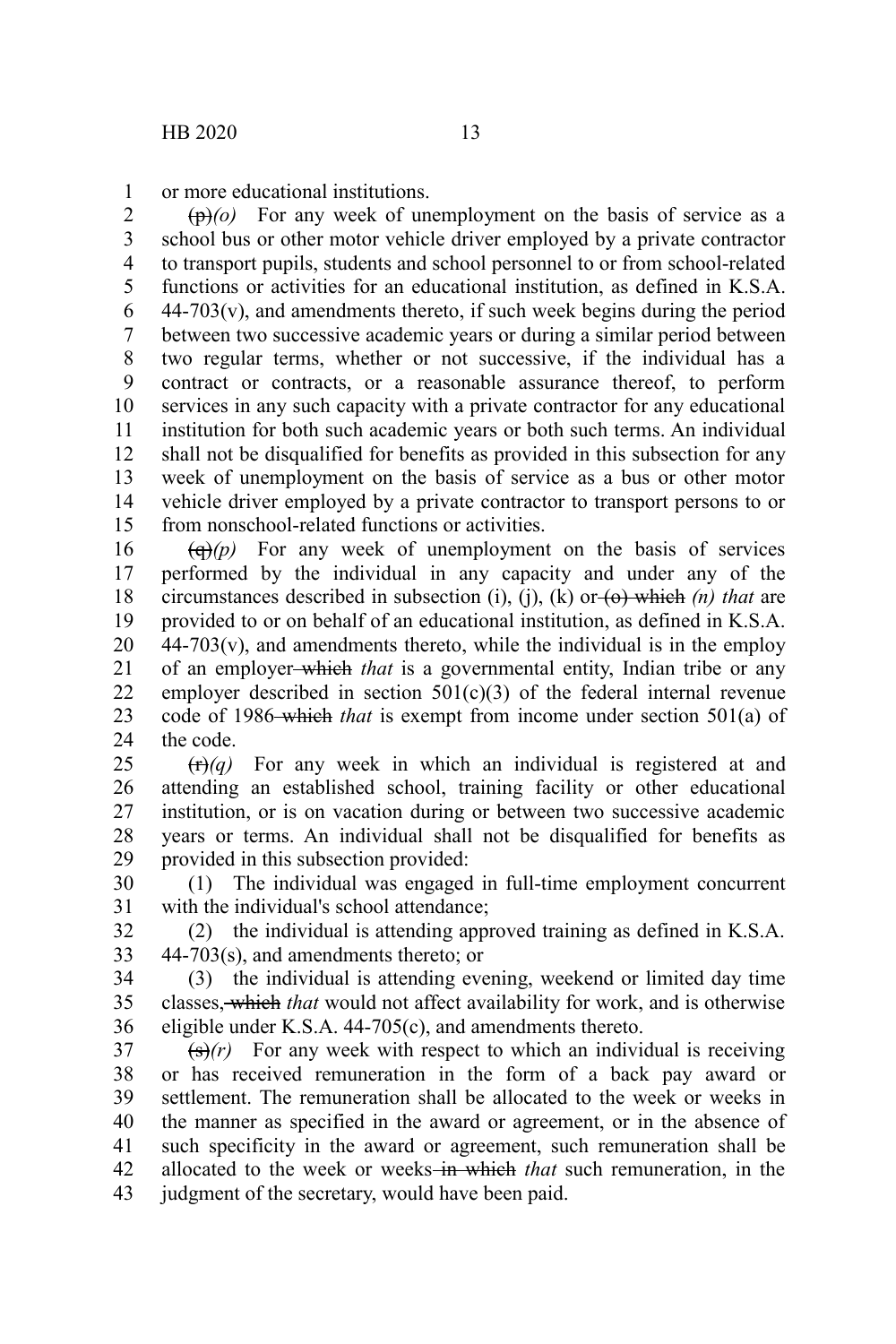or more educational institutions.

~~(p)~~*(o)* For any week of unemployment on the basis of service as a school bus or other motor vehicle driver employed by a private contractor to transport pupils, students and school personnel to or from school-related functions or activities for an educational institution, as defined in K.S.A. 44-703(v), and amendments thereto, if such week begins during the period between two successive academic years or during a similar period between two regular terms, whether or not successive, if the individual has a contract or contracts, or a reasonable assurance thereof, to perform services in any such capacity with a private contractor for any educational institution for both such academic years or both such terms. An individual shall not be disqualified for benefits as provided in this subsection for any week of unemployment on the basis of service as a bus or other motor vehicle driver employed by a private contractor to transport persons to or from nonschool-related functions or activities.

~~(q)~~*(p)* For any week of unemployment on the basis of services performed by the individual in any capacity and under any of the circumstances described in subsection (i), (j), (k) or ~~(o) which~~ *(n) that* are provided to or on behalf of an educational institution, as defined in K.S.A. 44-703(v), and amendments thereto, while the individual is in the employ of an employer ~~which~~ *that* is a governmental entity, Indian tribe or any employer described in section 501(c)(3) of the federal internal revenue code of 1986 ~~which~~ *that* is exempt from income under section 501(a) of the code.

~~(r)~~*(q)* For any week in which an individual is registered at and attending an established school, training facility or other educational institution, or is on vacation during or between two successive academic years or terms. An individual shall not be disqualified for benefits as provided in this subsection provided:

(1) The individual was engaged in full-time employment concurrent with the individual's school attendance;

(2) the individual is attending approved training as defined in K.S.A. 44-703(s), and amendments thereto; or

(3) the individual is attending evening, weekend or limited day time classes, ~~which~~ *that* would not affect availability for work, and is otherwise eligible under K.S.A. 44-705(c), and amendments thereto.

~~(s)~~*(r)* For any week with respect to which an individual is receiving or has received remuneration in the form of a back pay award or settlement. The remuneration shall be allocated to the week or weeks in the manner as specified in the award or agreement, or in the absence of such specificity in the award or agreement, such remuneration shall be allocated to the week or weeks ~~in which~~ *that* such remuneration, in the judgment of the secretary, would have been paid.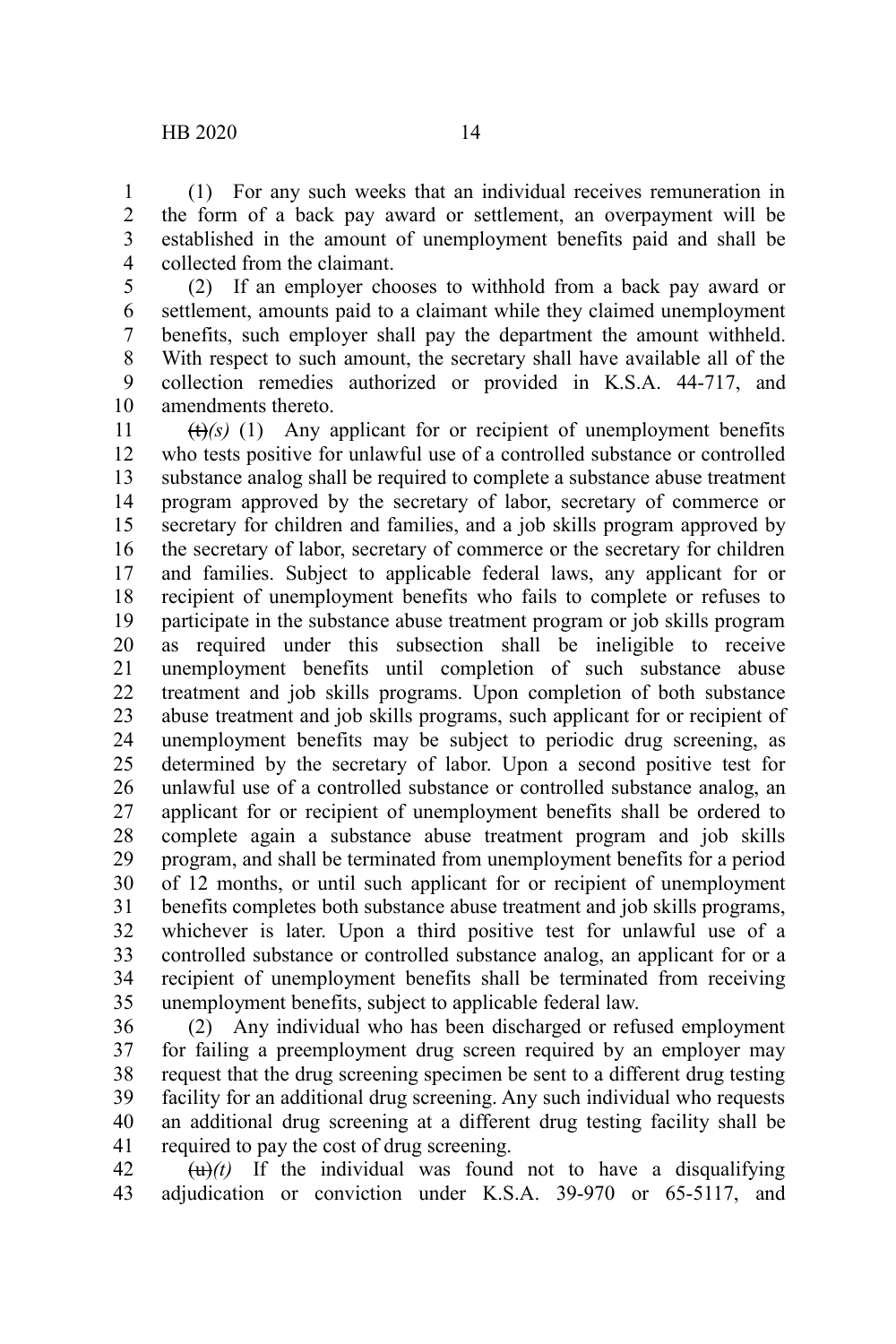(1) For any such weeks that an individual receives remuneration in the form of a back pay award or settlement, an overpayment will be established in the amount of unemployment benefits paid and shall be collected from the claimant.

(2) If an employer chooses to withhold from a back pay award or settlement, amounts paid to a claimant while they claimed unemployment benefits, such employer shall pay the department the amount withheld. With respect to such amount, the secretary shall have available all of the collection remedies authorized or provided in K.S.A. 44-717, and amendments thereto.

~~(t)~~*(s)* (1) Any applicant for or recipient of unemployment benefits who tests positive for unlawful use of a controlled substance or controlled substance analog shall be required to complete a substance abuse treatment program approved by the secretary of labor, secretary of commerce or secretary for children and families, and a job skills program approved by the secretary of labor, secretary of commerce or the secretary for children and families. Subject to applicable federal laws, any applicant for or recipient of unemployment benefits who fails to complete or refuses to participate in the substance abuse treatment program or job skills program as required under this subsection shall be ineligible to receive unemployment benefits until completion of such substance abuse treatment and job skills programs. Upon completion of both substance abuse treatment and job skills programs, such applicant for or recipient of unemployment benefits may be subject to periodic drug screening, as determined by the secretary of labor. Upon a second positive test for unlawful use of a controlled substance or controlled substance analog, an applicant for or recipient of unemployment benefits shall be ordered to complete again a substance abuse treatment program and job skills program, and shall be terminated from unemployment benefits for a period of 12 months, or until such applicant for or recipient of unemployment benefits completes both substance abuse treatment and job skills programs, whichever is later. Upon a third positive test for unlawful use of a controlled substance or controlled substance analog, an applicant for or a recipient of unemployment benefits shall be terminated from receiving unemployment benefits, subject to applicable federal law.

(2) Any individual who has been discharged or refused employment for failing a preemployment drug screen required by an employer may request that the drug screening specimen be sent to a different drug testing facility for an additional drug screening. Any such individual who requests an additional drug screening at a different drug testing facility shall be required to pay the cost of drug screening.

~~(u)~~*(t)* If the individual was found not to have a disqualifying adjudication or conviction under K.S.A. 39-970 or 65-5117, and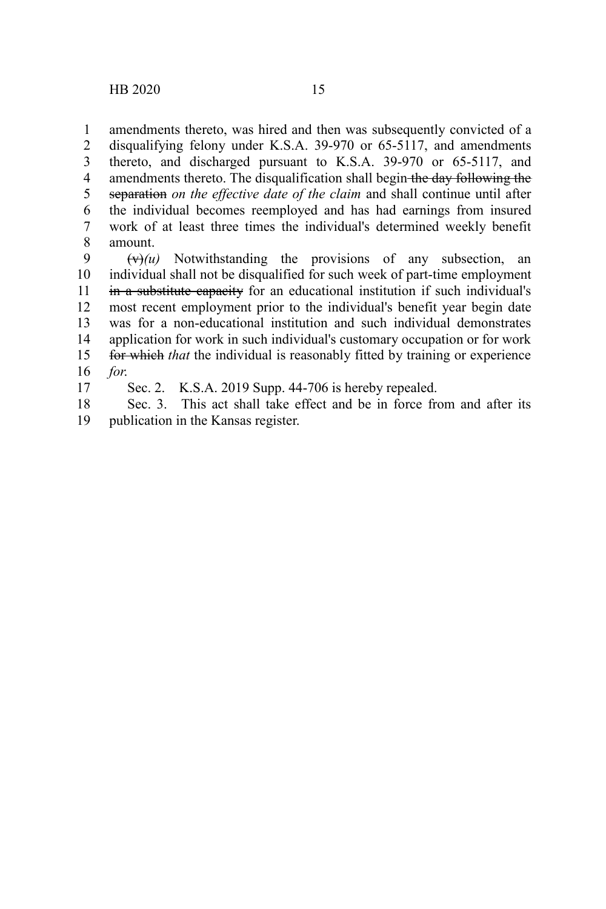amendments thereto, was hired and then was subsequently convicted of a disqualifying felony under K.S.A. 39-970 or 65-5117, and amendments thereto, and discharged pursuant to K.S.A. 39-970 or 65-5117, and amendments thereto. The disqualification shall begin ~~the day following the separation~~ *on the effective date of the claim* and shall continue until after the individual becomes reemployed and has had earnings from insured work of at least three times the individual's determined weekly benefit amount.

~~(v)~~*(u)* Notwithstanding the provisions of any subsection, an individual shall not be disqualified for such week of part-time employment ~~in a substitute capacity~~ for an educational institution if such individual's most recent employment prior to the individual's benefit year begin date was for a non-educational institution and such individual demonstrates application for work in such individual's customary occupation or for work ~~for which~~ *that* the individual is reasonably fitted by training or experience *for*.

Sec. 2. K.S.A. 2019 Supp. 44-706 is hereby repealed.

Sec. 3. This act shall take effect and be in force from and after its publication in the Kansas register.